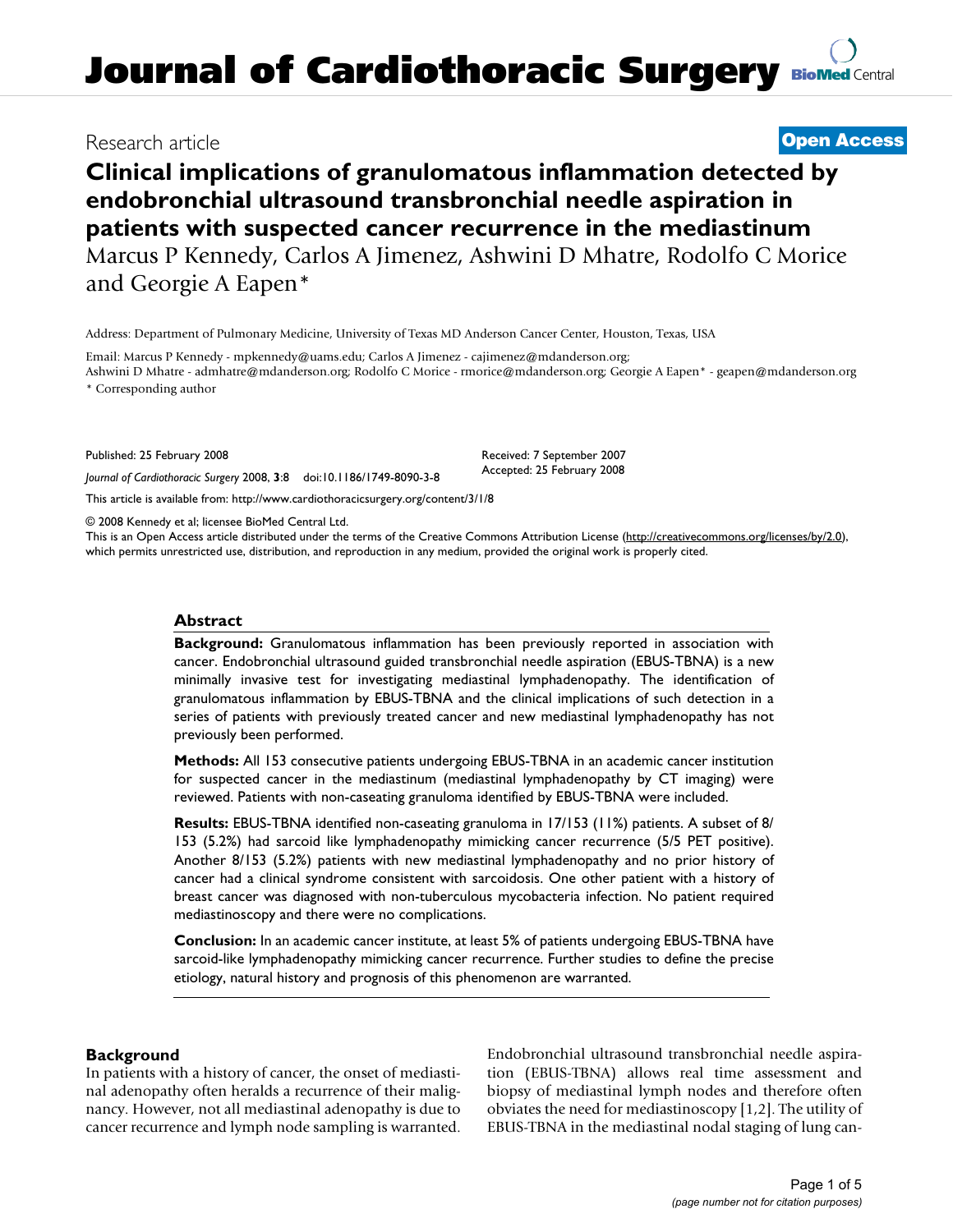# Journal of Cardiothoracic Surgery

Research article

**Open Access**

## Clinical implications of granulomatous inflammation detected by endobronchial ultrasound transbronchial needle aspiration in patients with suspected cancer recurrence in the mediastinum

Marcus P Kennedy, Carlos A Jimenez, Ashwini D Mhatre, Rodolfo C Morice and Georgie A Eapen*

Address: Department of Pulmonary Medicine, University of Texas MD Anderson Cancer Center, Houston, Texas, USA

Email: Marcus P Kennedy - mpkennedy@uams.edu; Carlos A Jimenez - cajimenez@mdanderson.org; Ashwini D Mhatre - admhatre@mdanderson.org; Rodolfo C Morice - rmorice@mdanderson.org; Georgie A Eapen* - geapen@mdanderson.org

* Corresponding author

Published: 25 February 2008

*Journal of Cardiothoracic Surgery* 2008, **3**:8 doi:10.1186/1749-8090-3-8

Received: 7 September 2007

Accepted: 25 February 2008

This article is available from: http://www.cardiothoracicsurgery.org/content/3/1/8

© 2008 Kennedy et al; licensee BioMed Central Ltd.

This is an Open Access article distributed under the terms of the Creative Commons Attribution License (http://creativecommons.org/licenses/by/2.0), which permits unrestricted use, distribution, and reproduction in any medium, provided the original work is properly cited.

### Abstract

**Background:** Granulomatous inflammation has been previously reported in association with cancer. Endobronchial ultrasound guided transbronchial needle aspiration (EBUS-TBNA) is a new minimally invasive test for investigating mediastinal lymphadenopathy. The identification of granulomatous inflammation by EBUS-TBNA and the clinical implications of such detection in a series of patients with previously treated cancer and new mediastinal lymphadenopathy has not previously been performed.

**Methods:** All 153 consecutive patients undergoing EBUS-TBNA in an academic cancer institution for suspected cancer in the mediastinum (mediastinal lymphadenopathy by CT imaging) were reviewed. Patients with non-caseating granuloma identified by EBUS-TBNA were included.

**Results:** EBUS-TBNA identified non-caseating granuloma in 17/153 (11%) patients. A subset of 8/153 (5.2%) had sarcoid like lymphadenopathy mimicking cancer recurrence (5/5 PET positive). Another 8/153 (5.2%) patients with new mediastinal lymphadenopathy and no prior history of cancer had a clinical syndrome consistent with sarcoidosis. One other patient with a history of breast cancer was diagnosed with non-tuberculous mycobacteria infection. No patient required mediastinoscopy and there were no complications.

**Conclusion:** In an academic cancer institute, at least 5% of patients undergoing EBUS-TBNA have sarcoid-like lymphadenopathy mimicking cancer recurrence. Further studies to define the precise etiology, natural history and prognosis of this phenomenon are warranted.

### Background

In patients with a history of cancer, the onset of mediastinal adenopathy often heralds a recurrence of their malignancy. However, not all mediastinal adenopathy is due to cancer recurrence and lymph node sampling is warranted. Endobronchial ultrasound transbronchial needle aspiration (EBUS-TBNA) allows real time assessment and biopsy of mediastinal lymph nodes and therefore often obviates the need for mediastinoscopy [1,2]. The utility of EBUS-TBNA in the mediastinal nodal staging of lung can-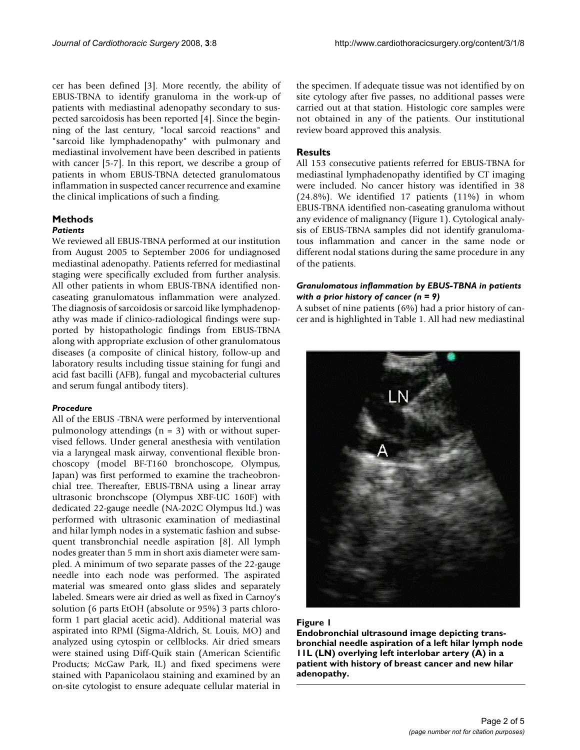cer has been defined [3]. More recently, the ability of EBUS-TBNA to identify granuloma in the work-up of patients with mediastinal adenopathy secondary to suspected sarcoidosis has been reported [4]. Since the beginning of the last century, "local sarcoid reactions" and "sarcoid like lymphadenopathy" with pulmonary and mediastinal involvement have been described in patients with cancer [5-7]. In this report, we describe a group of patients in whom EBUS-TBNA detected granulomatous inflammation in suspected cancer recurrence and examine the clinical implications of such a finding.

## Methods

### *Patients*

We reviewed all EBUS-TBNA performed at our institution from August 2005 to September 2006 for undiagnosed mediastinal adenopathy. Patients referred for mediastinal staging were specifically excluded from further analysis. All other patients in whom EBUS-TBNA identified non-caseating granulomatous inflammation were analyzed. The diagnosis of sarcoidosis or sarcoid like lymphadenopathy was made if clinico-radiological findings were supported by histopathologic findings from EBUS-TBNA along with appropriate exclusion of other granulomatous diseases (a composite of clinical history, follow-up and laboratory results including tissue staining for fungi and acid fast bacilli (AFB), fungal and mycobacterial cultures and serum fungal antibody titers).

### *Procedure*

All of the EBUS -TBNA were performed by interventional pulmonology attendings (n = 3) with or without supervised fellows. Under general anesthesia with ventilation via a laryngeal mask airway, conventional flexible bronchoscopy (model BF-T160 bronchoscope, Olympus, Japan) was first performed to examine the tracheobronchial tree. Thereafter, EBUS-TBNA using a linear array ultrasonic bronchscope (Olympus XBF-UC 160F) with dedicated 22-gauge needle (NA-202C Olympus ltd.) was performed with ultrasonic examination of mediastinal and hilar lymph nodes in a systematic fashion and subsequent transbronchial needle aspiration [8]. All lymph nodes greater than 5 mm in short axis diameter were sampled. A minimum of two separate passes of the 22-gauge needle into each node was performed. The aspirated material was smeared onto glass slides and separately labeled. Smears were air dried as well as fixed in Carnoy's solution (6 parts EtOH (absolute or 95%) 3 parts chloroform 1 part glacial acetic acid). Additional material was aspirated into RPMI (Sigma-Aldrich, St. Louis, MO) and analyzed using cytospin or cellblocks. Air dried smears were stained using Diff-Quik stain (American Scientific Products; McGaw Park, IL) and fixed specimens were stained with Papanicolaou staining and examined by an on-site cytologist to ensure adequate cellular material in the specimen. If adequate tissue was not identified by on site cytology after five passes, no additional passes were carried out at that station. Histologic core samples were not obtained in any of the patients. Our institutional review board approved this analysis.

## Results

All 153 consecutive patients referred for EBUS-TBNA for mediastinal lymphadenopathy identified by CT imaging were included. No cancer history was identified in 38 (24.8%). We identified 17 patients (11%) in whom EBUS-TBNA identified non-caseating granuloma without any evidence of malignancy (Figure 1). Cytological analysis of EBUS-TBNA samples did not identify granulomatous inflammation and cancer in the same node or different nodal stations during the same procedure in any of the patients.

### *Granulomatous inflammation by EBUS-TBNA in patients with a prior history of cancer (n = 9)*

A subset of nine patients (6%) had a prior history of cancer and is highlighted in Table 1. All had new mediastinal

**Figure 1**

**Endobronchial ultrasound image depicting transbronchial needle aspiration of a left hilar lymph node 11L (LN) overlying left interlobar artery (A) in a patient with history of breast cancer and new hilar adenopathy.**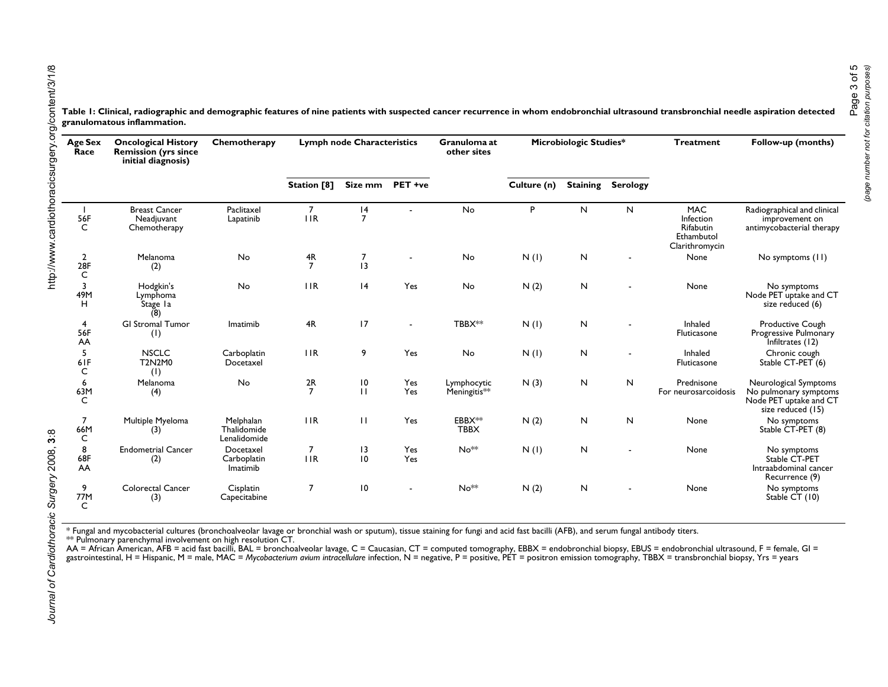**Table 1: Clinical, radiographic and demographic features of nine patients with suspected cancer recurrence in whom endobronchial ultrasound transbronchial needle aspiration detected granulomatous inflammation.**

| Age Sex Race | Oncological History Remission (yrs since initial diagnosis) | Chemotherapy | Lymph node Characteristics | | | Granuloma at other sites | Microbiologic Studies* | | | Treatment | Follow-up (months) |
|---|---|---|---|---|---|---|---|---|---|---|---|
| | | | Station [8] | Size mm | PET +ve | | Culture (n) | Staining | Serology | | |
| 1 56F C | Breast Cancer Neadjuvant Chemotherapy | Paclitaxel Lapatinib | 7 11R | 14 7 | - | No | P | N | N | MAC Infection Rifabutin Ethambutol Clarithromycin | Radiographical and clinical improvement on antimycobacterial therapy |
| 2 28F C | Melanoma (2) | No | 4R 7 | 7 13 | - | No | N (1) | N | - | None | No symptoms (11) |
| 3 49M H | Hodgkin's Lymphoma Stage 1a (8) | No | 11R | 14 | Yes | No | N (2) | N | - | None | No symptoms Node PET uptake and CT size reduced (6) |
| 4 56F AA | GI Stromal Tumor (1) | Imatimib | 4R | 17 | - | TBBX** | N (1) | N | - | Inhaled Fluticasone | Productive Cough Progressive Pulmonary Infiltrates (12) |
| 5 61F C | NSCLC T2N2M0 (1) | Carboplatin Docetaxel | 11R | 9 | Yes | No | N (1) | N | - | Inhaled Fluticasone | Chronic cough Stable CT-PET (6) |
| 6 63M C | Melanoma (4) | No | 2R 7 | 10 11 | Yes Yes | Lymphocytic Meningitis** | N (3) | N | N | Prednisone For neurosarcoidosis | Neurological Symptoms No pulmonary symptoms Node PET uptake and CT size reduced (15) |
| 7 66M C | Multiple Myeloma (3) | Melphalan Thalidomide Lenalidomide | 11R | 11 | Yes | EBBX** TBBX | N (2) | N | N | None | No symptoms Stable CT-PET (8) |
| 8 68F AA | Endometrial Cancer (2) | Docetaxel Carboplatin Imatimib | 7 11R | 13 10 | Yes Yes | No** | N (1) | N | - | None | No symptoms Stable CT-PET Intraabdominal cancer Recurrence (9) |
| 9 77M C | Colorectal Cancer (3) | Cisplatin Capecitabine | 7 | 10 | - | No** | N (2) | N | - | None | No symptoms Stable CT (10) |

* Fungal and mycobacterial cultures (bronchoalveolar lavage or bronchial wash or sputum), tissue staining for fungi and acid fast bacilli (AFB), and serum fungal antibody titers.
** Pulmonary parenchymal involvement on high resolution CT.
AA = African American, AFB = acid fast bacilli, BAL = bronchoalveolar lavage, C = Caucasian, CT = computed tomography, EBBX = endobronchial biopsy, EBUS = endobronchial ultrasound, F = female, GI = gastrointestinal, H = Hispanic, M = male, MAC = *Mycobacterium avium intracellulare* infection, N = negative, P = positive, PET = positron emission tomography, TBBX = transbronchial biopsy, Yrs = years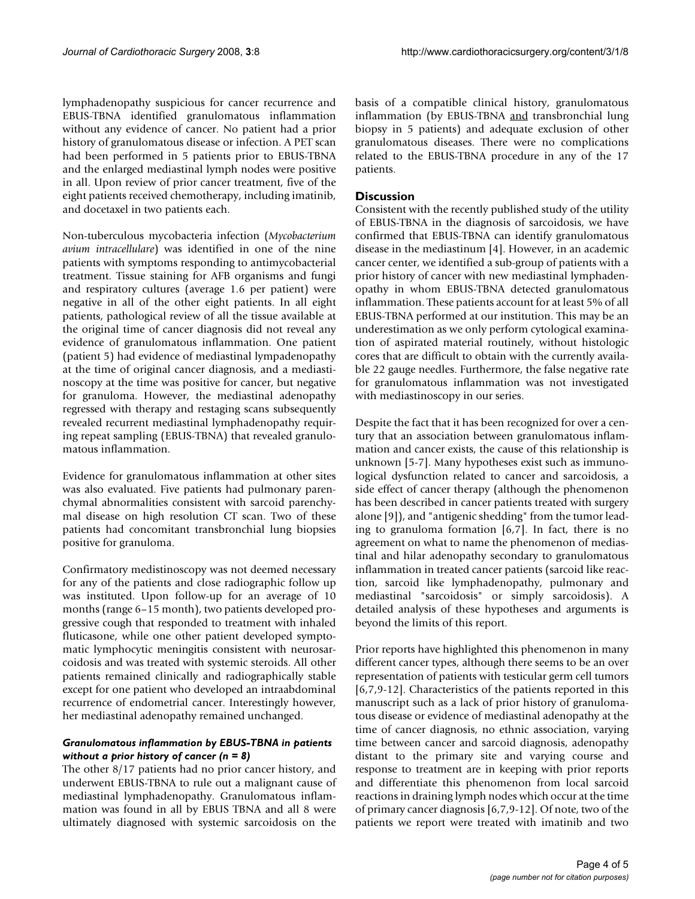lymphadenopathy suspicious for cancer recurrence and EBUS-TBNA identified granulomatous inflammation without any evidence of cancer. No patient had a prior history of granulomatous disease or infection. A PET scan had been performed in 5 patients prior to EBUS-TBNA and the enlarged mediastinal lymph nodes were positive in all. Upon review of prior cancer treatment, five of the eight patients received chemotherapy, including imatinib, and docetaxel in two patients each.

Non-tuberculous mycobacteria infection (*Mycobacterium avium intracellulare*) was identified in one of the nine patients with symptoms responding to antimycobacterial treatment. Tissue staining for AFB organisms and fungi and respiratory cultures (average 1.6 per patient) were negative in all of the other eight patients. In all eight patients, pathological review of all the tissue available at the original time of cancer diagnosis did not reveal any evidence of granulomatous inflammation. One patient (patient 5) had evidence of mediastinal lympadenopathy at the time of original cancer diagnosis, and a mediastinoscopy at the time was positive for cancer, but negative for granuloma. However, the mediastinal adenopathy regressed with therapy and restaging scans subsequently revealed recurrent mediastinal lymphadenopathy requiring repeat sampling (EBUS-TBNA) that revealed granulomatous inflammation.

Evidence for granulomatous inflammation at other sites was also evaluated. Five patients had pulmonary parenchymal abnormalities consistent with sarcoid parenchymal disease on high resolution CT scan. Two of these patients had concomitant transbronchial lung biopsies positive for granuloma.

Confirmatory medistinoscopy was not deemed necessary for any of the patients and close radiographic follow up was instituted. Upon follow-up for an average of 10 months (range 6–15 month), two patients developed progressive cough that responded to treatment with inhaled fluticasone, while one other patient developed symptomatic lymphocytic meningitis consistent with neurosarcoidosis and was treated with systemic steroids. All other patients remained clinically and radiographically stable except for one patient who developed an intraabdominal recurrence of endometrial cancer. Interestingly however, her mediastinal adenopathy remained unchanged.

#### *Granulomatous inflammation by EBUS-TBNA in patients without a prior history of cancer (n = 8)*

The other 8/17 patients had no prior cancer history, and underwent EBUS-TBNA to rule out a malignant cause of mediastinal lymphadenopathy. Granulomatous inflammation was found in all by EBUS TBNA and all 8 were ultimately diagnosed with systemic sarcoidosis on the basis of a compatible clinical history, granulomatous inflammation (by EBUS-TBNA <u>and</u> transbronchial lung biopsy in 5 patients) and adequate exclusion of other granulomatous diseases. There were no complications related to the EBUS-TBNA procedure in any of the 17 patients.

## Discussion

Consistent with the recently published study of the utility of EBUS-TBNA in the diagnosis of sarcoidosis, we have confirmed that EBUS-TBNA can identify granulomatous disease in the mediastinum [4]. However, in an academic cancer center, we identified a sub-group of patients with a prior history of cancer with new mediastinal lymphadenopathy in whom EBUS-TBNA detected granulomatous inflammation. These patients account for at least 5% of all EBUS-TBNA performed at our institution. This may be an underestimation as we only perform cytological examination of aspirated material routinely, without histologic cores that are difficult to obtain with the currently available 22 gauge needles. Furthermore, the false negative rate for granulomatous inflammation was not investigated with mediastinoscopy in our series.

Despite the fact that it has been recognized for over a century that an association between granulomatous inflammation and cancer exists, the cause of this relationship is unknown [5-7]. Many hypotheses exist such as immunological dysfunction related to cancer and sarcoidosis, a side effect of cancer therapy (although the phenomenon has been described in cancer patients treated with surgery alone [9]), and "antigenic shedding" from the tumor leading to granuloma formation [6,7]. In fact, there is no agreement on what to name the phenomenon of mediastinal and hilar adenopathy secondary to granulomatous inflammation in treated cancer patients (sarcoid like reaction, sarcoid like lymphadenopathy, pulmonary and mediastinal "sarcoidosis" or simply sarcoidosis). A detailed analysis of these hypotheses and arguments is beyond the limits of this report.

Prior reports have highlighted this phenomenon in many different cancer types, although there seems to be an over representation of patients with testicular germ cell tumors [6,7,9-12]. Characteristics of the patients reported in this manuscript such as a lack of prior history of granulomatous disease or evidence of mediastinal adenopathy at the time of cancer diagnosis, no ethnic association, varying time between cancer and sarcoid diagnosis, adenopathy distant to the primary site and varying course and response to treatment are in keeping with prior reports and differentiate this phenomenon from local sarcoid reactions in draining lymph nodes which occur at the time of primary cancer diagnosis [6,7,9-12]. Of note, two of the patients we report were treated with imatinib and two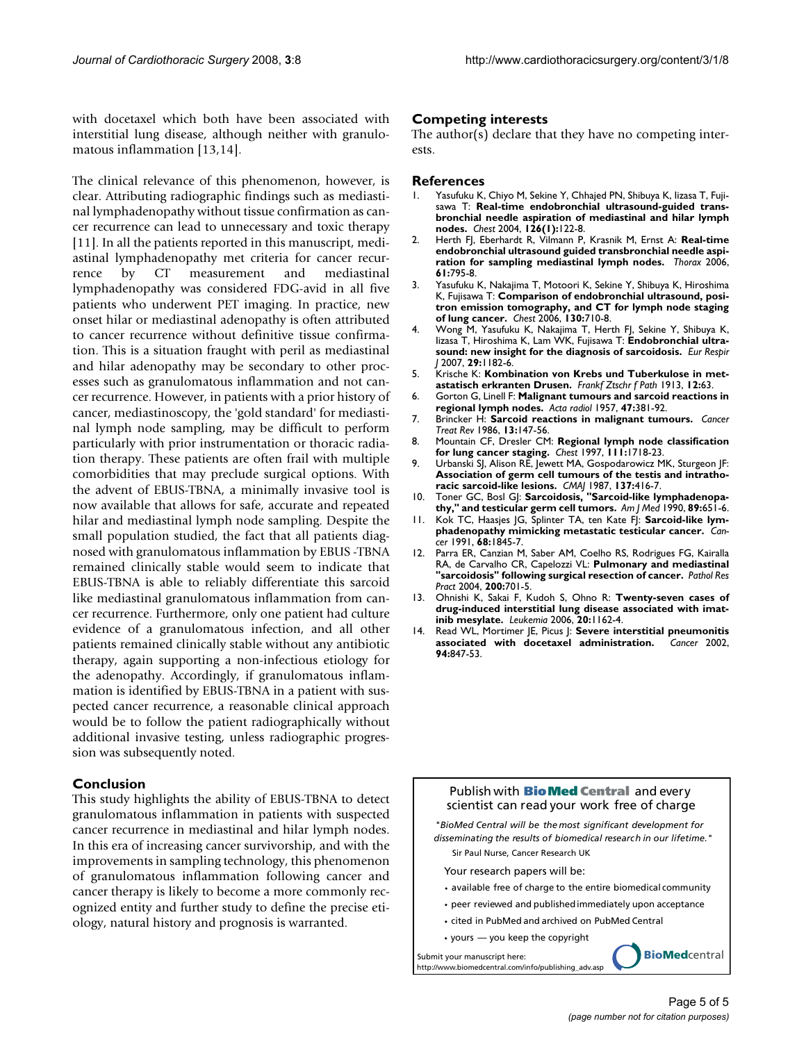with docetaxel which both have been associated with interstitial lung disease, although neither with granulomatous inflammation [13,14].

The clinical relevance of this phenomenon, however, is clear. Attributing radiographic findings such as mediastinal lymphadenopathy without tissue confirmation as cancer recurrence can lead to unnecessary and toxic therapy [11]. In all the patients reported in this manuscript, mediastinal lymphadenopathy met criteria for cancer recurrence by CT measurement and mediastinal lymphadenopathy was considered FDG-avid in all five patients who underwent PET imaging. In practice, new onset hilar or mediastinal adenopathy is often attributed to cancer recurrence without definitive tissue confirmation. This is a situation fraught with peril as mediastinal and hilar adenopathy may be secondary to other processes such as granulomatous inflammation and not cancer recurrence. However, in patients with a prior history of cancer, mediastinoscopy, the 'gold standard' for mediastinal lymph node sampling, may be difficult to perform particularly with prior instrumentation or thoracic radiation therapy. These patients are often frail with multiple comorbidities that may preclude surgical options. With the advent of EBUS-TBNA, a minimally invasive tool is now available that allows for safe, accurate and repeated hilar and mediastinal lymph node sampling. Despite the small population studied, the fact that all patients diagnosed with granulomatous inflammation by EBUS -TBNA remained clinically stable would seem to indicate that EBUS-TBNA is able to reliably differentiate this sarcoid like mediastinal granulomatous inflammation from cancer recurrence. Furthermore, only one patient had culture evidence of a granulomatous infection, and all other patients remained clinically stable without any antibiotic therapy, again supporting a non-infectious etiology for the adenopathy. Accordingly, if granulomatous inflammation is identified by EBUS-TBNA in a patient with suspected cancer recurrence, a reasonable clinical approach would be to follow the patient radiographically without additional invasive testing, unless radiographic progression was subsequently noted.

## Conclusion

This study highlights the ability of EBUS-TBNA to detect granulomatous inflammation in patients with suspected cancer recurrence in mediastinal and hilar lymph nodes. In this era of increasing cancer survivorship, and with the improvements in sampling technology, this phenomenon of granulomatous inflammation following cancer and cancer therapy is likely to become a more commonly recognized entity and further study to define the precise etiology, natural history and prognosis is warranted.

## Competing interests

The author(s) declare that they have no competing interests.

## References

1. Yasufuku K, Chiyo M, Sekine Y, Chhajed PN, Shibuya K, Iizasa T, Fujisawa T: **Real-time endobronchial ultrasound-guided transbronchial needle aspiration of mediastinal and hilar lymph nodes.** *Chest* 2004, **126(1):**122-8.
2. Herth FJ, Eberhardt R, Vilmann P, Krasnik M, Ernst A: **Real-time endobronchial ultrasound guided transbronchial needle aspiration for sampling mediastinal lymph nodes.** *Thorax* 2006, **61:**795-8.
3. Yasufuku K, Nakajima T, Motoori K, Sekine Y, Shibuya K, Hiroshima K, Fujisawa T: **Comparison of endobronchial ultrasound, positron emission tomography, and CT for lymph node staging of lung cancer.** *Chest* 2006, **130:**710-8.
4. Wong M, Yasufuku K, Nakajima T, Herth FJ, Sekine Y, Shibuya K, Iizasa T, Hiroshima K, Lam WK, Fujisawa T: **Endobronchial ultrasound: new insight for the diagnosis of sarcoidosis.** *Eur Respir J* 2007, **29:**1182-6.
5. Krische K: **Kombination von Krebs und Tuberkulose in metastatisch erkrankten Drusen.** *Frankf Ztschr f Path* 1913, **12:**63.
6. Gorton G, Linell F: **Malignant tumours and sarcoid reactions in regional lymph nodes.** *Acta radiol* 1957, **47:**381-92.
7. Brincker H: **Sarcoid reactions in malignant tumours.** *Cancer Treat Rev* 1986, **13:**147-56.
8. Mountain CF, Dresler CM: **Regional lymph node classification for lung cancer staging.** *Chest* 1997, **111:**1718-23.
9. Urbanski SJ, Alison RE, Jewett MA, Gospodarowicz MK, Sturgeon JF: **Association of germ cell tumours of the testis and intrathoracic sarcoid-like lesions.** *CMAJ* 1987, **137:**416-7.
10. Toner GC, Bosl GJ: **Sarcoidosis, "Sarcoid-like lymphadenopathy," and testicular germ cell tumors.** *Am J Med* 1990, **89:**651-6.
11. Kok TC, Haasjes JG, Splinter TA, ten Kate FJ: **Sarcoid-like lymphadenopathy mimicking metastatic testicular cancer.** *Cancer* 1991, **68:**1845-7.
12. Parra ER, Canzian M, Saber AM, Coelho RS, Rodrigues FG, Kairalla RA, de Carvalho CR, Capelozzi VL: **Pulmonary and mediastinal "sarcoidosis" following surgical resection of cancer.** *Pathol Res Pract* 2004, **200:**701-5.
13. Ohnishi K, Sakai F, Kudoh S, Ohno R: **Twenty-seven cases of drug-induced interstitial lung disease associated with imatinib mesylate.** *Leukemia* 2006, **20:**1162-4.
14. Read WL, Mortimer JE, Picus J: **Severe interstitial pneumonitis associated with docetaxel administration.** *Cancer* 2002, **94:**847-53.

Publish with **BioMed Central** and every scientist can read your work free of charge

*"BioMed Central will be the most significant development for disseminating the results of biomedical research in our lifetime."*
Sir Paul Nurse, Cancer Research UK

Your research papers will be:

- available free of charge to the entire biomedical community
- peer reviewed and published immediately upon acceptance
- cited in PubMed and archived on PubMed Central
- yours — you keep the copyright

Submit your manuscript here:
http://www.biomedcentral.com/info/publishing_adv.asp

BioMedcentral